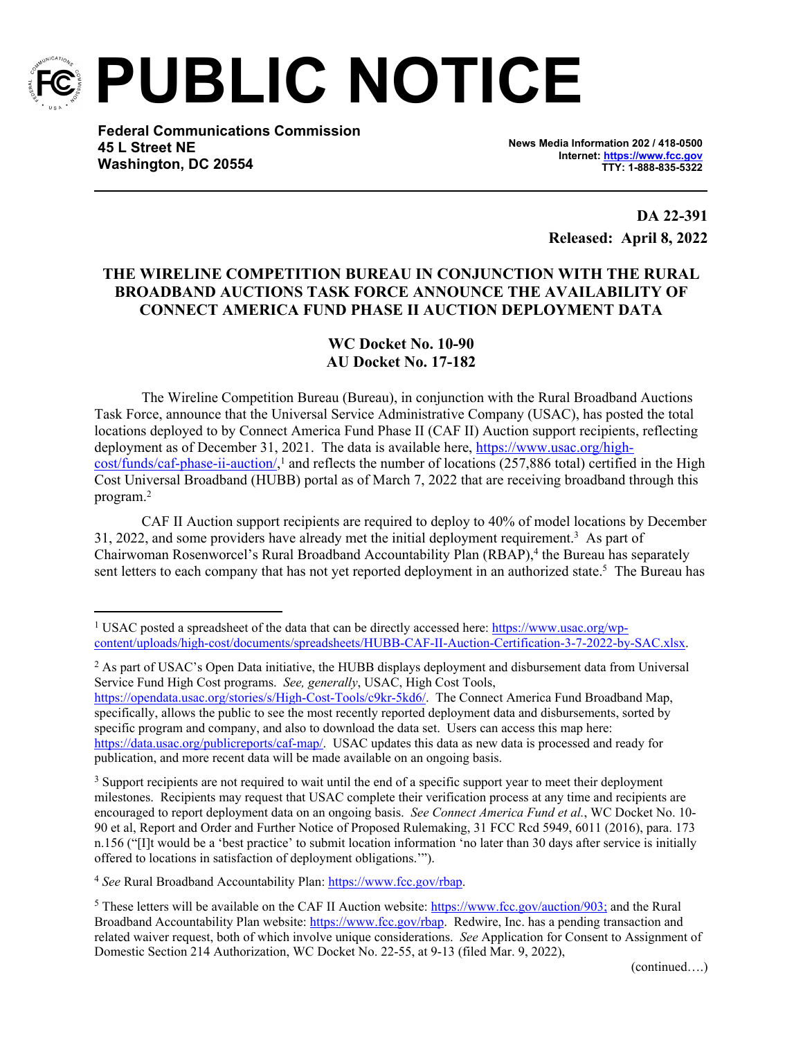# PUBLIC NOTICE

**Federal Communications Commission**
**45 L Street NE**
**Washington, DC 20554**

**News Media Information 202 / 418-0500**
**Internet: https://www.fcc.gov**
**TTY: 1-888-835-5322**

**DA 22-391**
**Released: April 8, 2022**

## THE WIRELINE COMPETITION BUREAU IN CONJUNCTION WITH THE RURAL BROADBAND AUCTIONS TASK FORCE ANNOUNCE THE AVAILABILITY OF CONNECT AMERICA FUND PHASE II AUCTION DEPLOYMENT DATA

**WC Docket No. 10-90**
**AU Docket No. 17-182**

The Wireline Competition Bureau (Bureau), in conjunction with the Rural Broadband Auctions Task Force, announce that the Universal Service Administrative Company (USAC), has posted the total locations deployed to by Connect America Fund Phase II (CAF II) Auction support recipients, reflecting deployment as of December 31, 2021. The data is available here, https://www.usac.org/high-cost/funds/caf-phase-ii-auction/,[1] and reflects the number of locations (257,886 total) certified in the High Cost Universal Broadband (HUBB) portal as of March 7, 2022 that are receiving broadband through this program.[2]

CAF II Auction support recipients are required to deploy to 40% of model locations by December 31, 2022, and some providers have already met the initial deployment requirement.[3] As part of Chairwoman Rosenworcel's Rural Broadband Accountability Plan (RBAP),[4] the Bureau has separately sent letters to each company that has not yet reported deployment in an authorized state.[5] The Bureau has

---

[1] USAC posted a spreadsheet of the data that can be directly accessed here: https://www.usac.org/wp-content/uploads/high-cost/documents/spreadsheets/HUBB-CAF-II-Auction-Certification-3-7-2022-by-SAC.xlsx.

[2] As part of USAC's Open Data initiative, the HUBB displays deployment and disbursement data from Universal Service Fund High Cost programs. *See, generally*, USAC, High Cost Tools, https://opendata.usac.org/stories/s/High-Cost-Tools/c9kr-5kd6/. The Connect America Fund Broadband Map, specifically, allows the public to see the most recently reported deployment data and disbursements, sorted by specific program and company, and also to download the data set. Users can access this map here: https://data.usac.org/publicreports/caf-map/. USAC updates this data as new data is processed and ready for publication, and more recent data will be made available on an ongoing basis.

[3] Support recipients are not required to wait until the end of a specific support year to meet their deployment milestones. Recipients may request that USAC complete their verification process at any time and recipients are encouraged to report deployment data on an ongoing basis. *See Connect America Fund et al.*, WC Docket No. 10-90 et al, Report and Order and Further Notice of Proposed Rulemaking, 31 FCC Rcd 5949, 6011 (2016), para. 173 n.156 ("[I]t would be a 'best practice' to submit location information 'no later than 30 days after service is initially offered to locations in satisfaction of deployment obligations.'").

[4] *See* Rural Broadband Accountability Plan: https://www.fcc.gov/rbap.

[5] These letters will be available on the CAF II Auction website: https://www.fcc.gov/auction/903; and the Rural Broadband Accountability Plan website: https://www.fcc.gov/rbap. Redwire, Inc. has a pending transaction and related waiver request, both of which involve unique considerations. *See* Application for Consent to Assignment of Domestic Section 214 Authorization, WC Docket No. 22-55, at 9-13 (filed Mar. 9, 2022),

(continued….)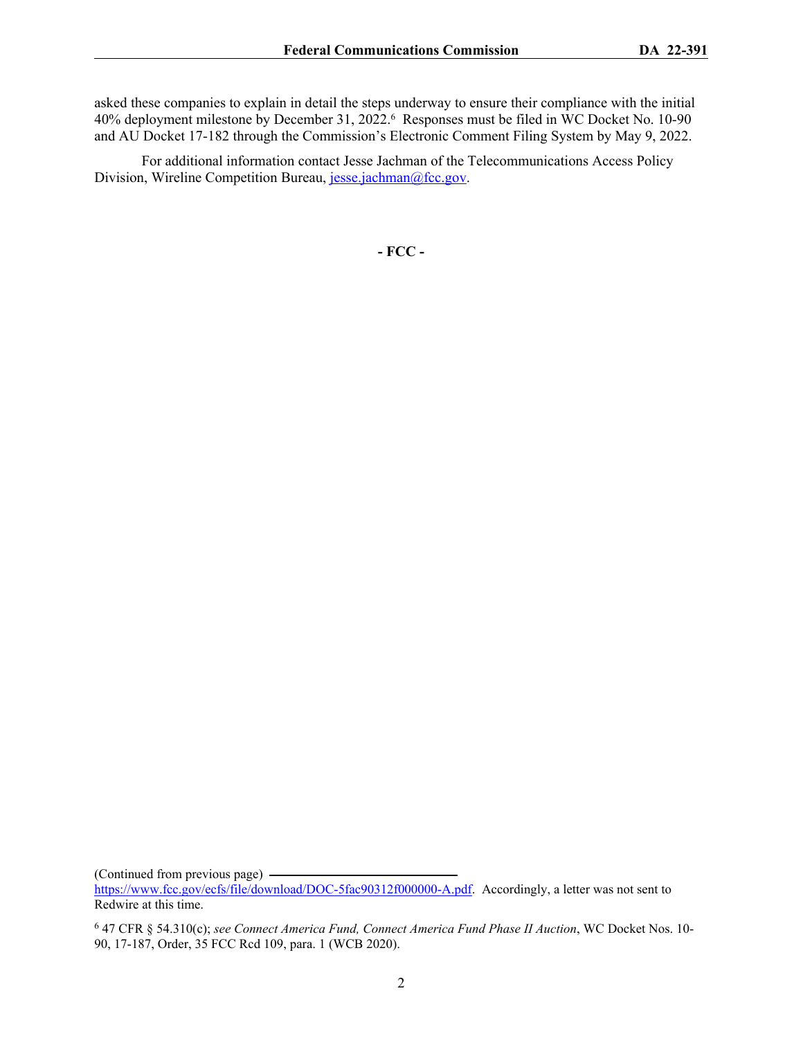asked these companies to explain in detail the steps underway to ensure their compliance with the initial 40% deployment milestone by December 31, 2022.[6] Responses must be filed in WC Docket No. 10-90 and AU Docket 17-182 through the Commission's Electronic Comment Filing System by May 9, 2022.

For additional information contact Jesse Jachman of the Telecommunications Access Policy Division, Wireline Competition Bureau, jesse.jachman@fcc.gov.

**- FCC -**

(Continued from previous page)
https://www.fcc.gov/ecfs/file/download/DOC-5fac90312f000000-A.pdf. Accordingly, a letter was not sent to Redwire at this time.

[6] 47 CFR § 54.310(c); *see Connect America Fund, Connect America Fund Phase II Auction*, WC Docket Nos. 10-90, 17-187, Order, 35 FCC Rcd 109, para. 1 (WCB 2020).